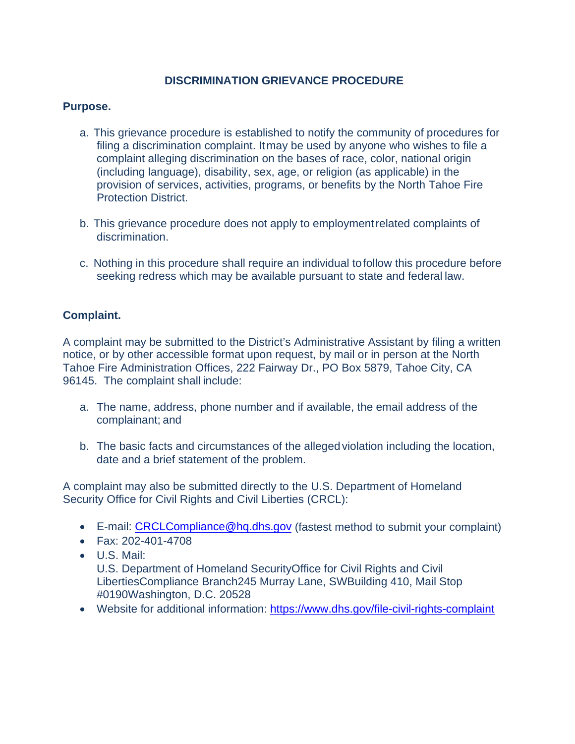# DISCRIMINATION GRIEVANCE PROCEDURE

## Purpose.

a. This grievance procedure is established to notify the community of procedures for filing a discrimination complaint. It may be used by anyone who wishes to file a complaint alleging discrimination on the bases of race, color, national origin (including language), disability, sex, age, or religion (as applicable) in the provision of services, activities, programs, or benefits by the North Tahoe Fire Protection District.

b. This grievance procedure does not apply to employment related complaints of discrimination.

c. Nothing in this procedure shall require an individual to follow this procedure before seeking redress which may be available pursuant to state and federal law.

## Complaint.

A complaint may be submitted to the District's Administrative Assistant by filing a written notice, or by other accessible format upon request, by mail or in person at the North Tahoe Fire Administration Offices, 222 Fairway Dr., PO Box 5879, Tahoe City, CA 96145. The complaint shall include:

a. The name, address, phone number and if available, the email address of the complainant; and

b. The basic facts and circumstances of the alleged violation including the location, date and a brief statement of the problem.

A complaint may also be submitted directly to the U.S. Department of Homeland Security Office for Civil Rights and Civil Liberties (CRCL):

- E-mail: CRCLCompliance@hq.dhs.gov (fastest method to submit your complaint)
- Fax: 202-401-4708
- U.S. Mail:
  U.S. Department of Homeland SecurityOffice for Civil Rights and Civil LibertiesCompliance Branch245 Murray Lane, SWBuilding 410, Mail Stop #0190Washington, D.C. 20528
- Website for additional information: https://www.dhs.gov/file-civil-rights-complaint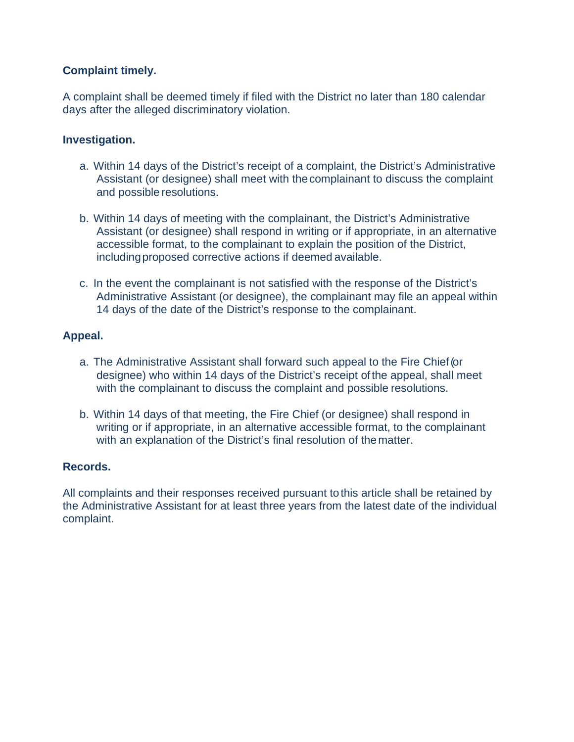**Complaint timely.**

A complaint shall be deemed timely if filed with the District no later than 180 calendar days after the alleged discriminatory violation.

**Investigation.**

a. Within 14 days of the District's receipt of a complaint, the District's Administrative Assistant (or designee) shall meet with the complainant to discuss the complaint and possible resolutions.

b. Within 14 days of meeting with the complainant, the District's Administrative Assistant (or designee) shall respond in writing or if appropriate, in an alternative accessible format, to the complainant to explain the position of the District, including proposed corrective actions if deemed available.

c. In the event the complainant is not satisfied with the response of the District's Administrative Assistant (or designee), the complainant may file an appeal within 14 days of the date of the District's response to the complainant.

**Appeal.**

a. The Administrative Assistant shall forward such appeal to the Fire Chief (or designee) who within 14 days of the District's receipt of the appeal, shall meet with the complainant to discuss the complaint and possible resolutions.

b. Within 14 days of that meeting, the Fire Chief (or designee) shall respond in writing or if appropriate, in an alternative accessible format, to the complainant with an explanation of the District's final resolution of the matter.

**Records.**

All complaints and their responses received pursuant to this article shall be retained by the Administrative Assistant for at least three years from the latest date of the individual complaint.